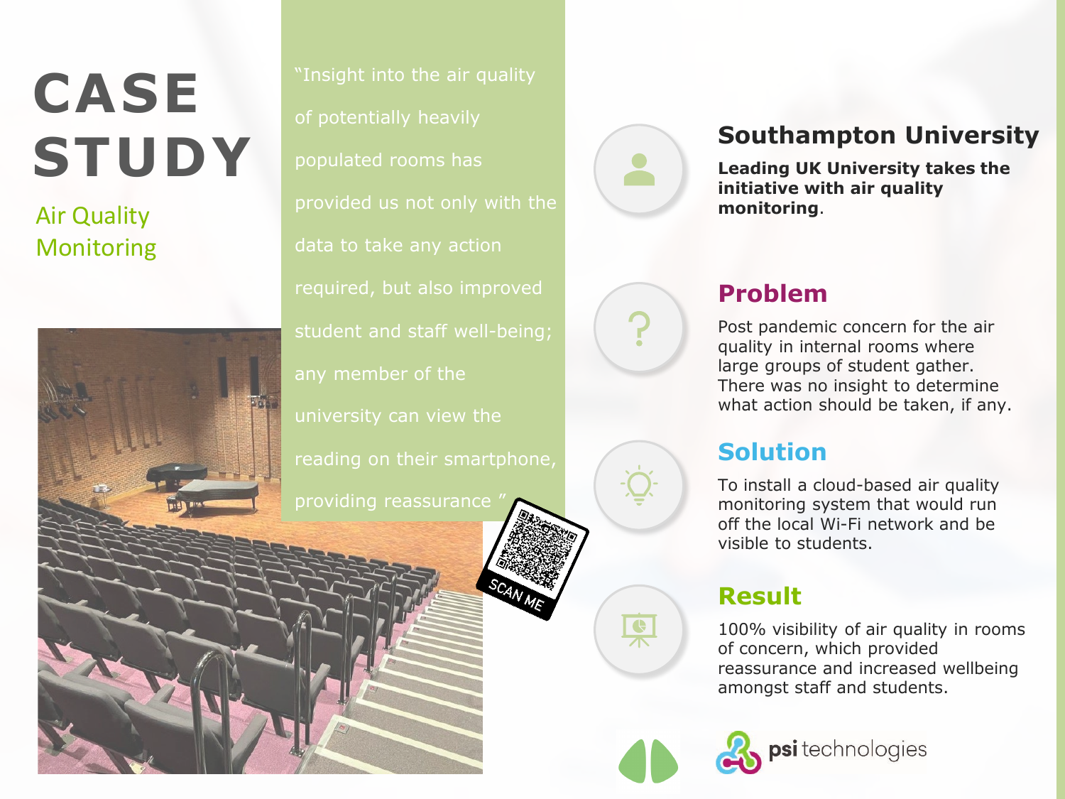# CASE STUDY

Air Quality Monitoring

"Insight into the air quality of potentially heavily populated rooms has provided us not only with the data to take any action required, but also improved student and staff well-being; any member of the university can view the reading on their smartphone, providing reassurance "

SCAN ME

## Southampton University

**Leading UK University takes the initiative with air quality monitoring**.

## Problem

Post pandemic concern for the air quality in internal rooms where large groups of student gather. There was no insight to determine what action should be taken, if any.

## Solution

To install a cloud-based air quality monitoring system that would run off the local Wi-Fi network and be visible to students.

## Result

100% visibility of air quality in rooms of concern, which provided reassurance and increased wellbeing amongst staff and students.

psi technologies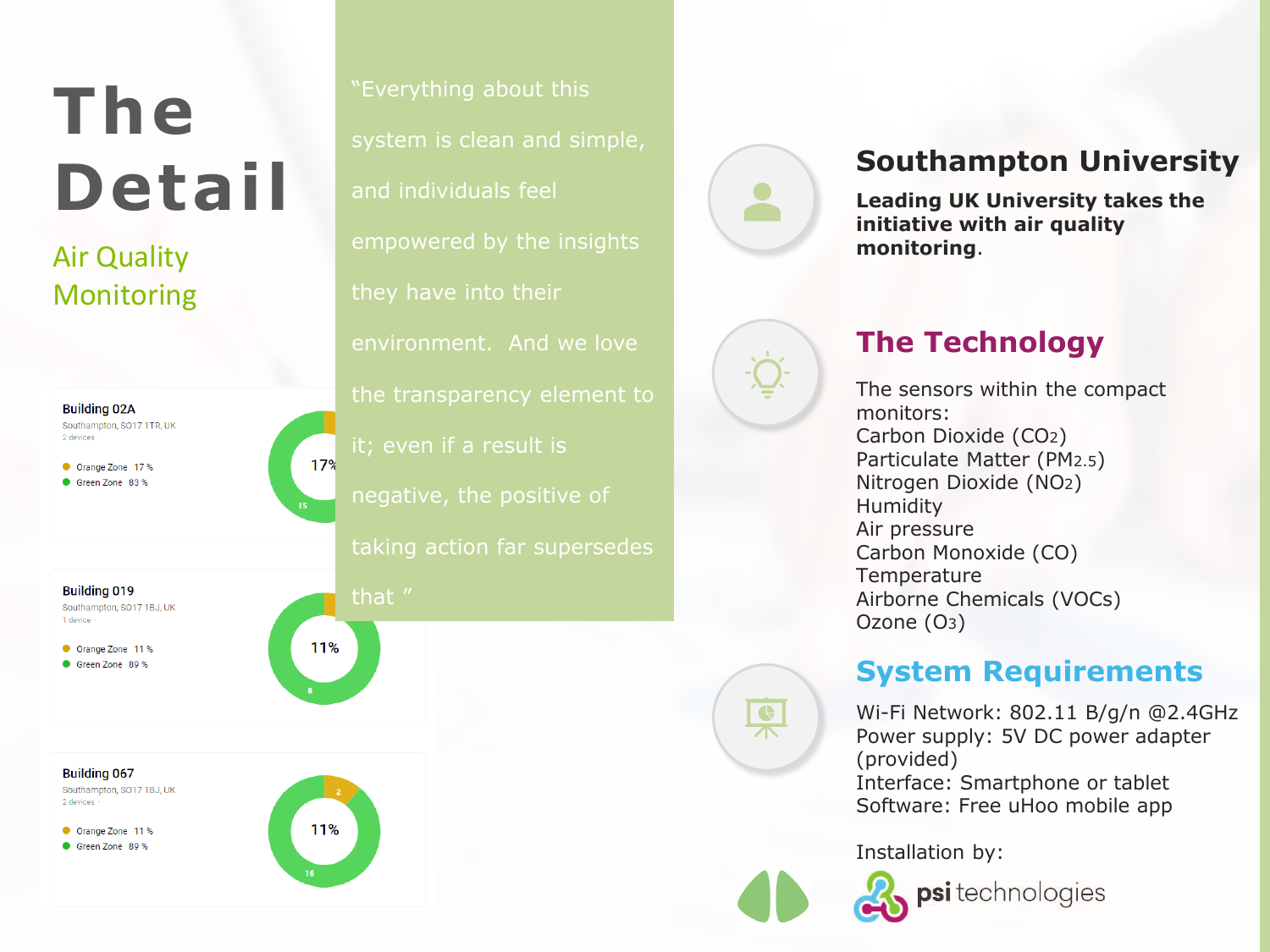# The Detail

## Air Quality Monitoring

**Building 02A**
Southampton, SO17 1TR, UK
2 devices

Orange Zone 17 %
Green Zone 83 %

17%
15

**Building 019**
Southampton, SO17 1BJ, UK
1 device

Orange Zone 11 %
Green Zone 89 %

11%
8

**Building 067**
Southampton, SO17 1BJ, UK
2 devices

Orange Zone 11 %
Green Zone 89 %

11%
2
16

"Everything about this system is clean and simple, and individuals feel empowered by the insights they have into their environment. And we love the transparency element to it; even if a result is negative, the positive of taking action far supersedes that"

## Southampton University

**Leading UK University takes the initiative with air quality monitoring.**

## The Technology

The sensors within the compact monitors:
- Carbon Dioxide ($CO_2$)
- Particulate Matter ($PM_{2.5}$)
- Nitrogen Dioxide ($NO_2$)
- Humidity
- Air pressure
- Carbon Monoxide (CO)
- Temperature
- Airborne Chemicals (VOCs)
- Ozone ($O_3$)

## System Requirements

Wi-Fi Network: 802.11 B/g/n @2.4GHz
Power supply: 5V DC power adapter (provided)
Interface: Smartphone or tablet
Software: Free uHoo mobile app

Installation by:

psi technologies